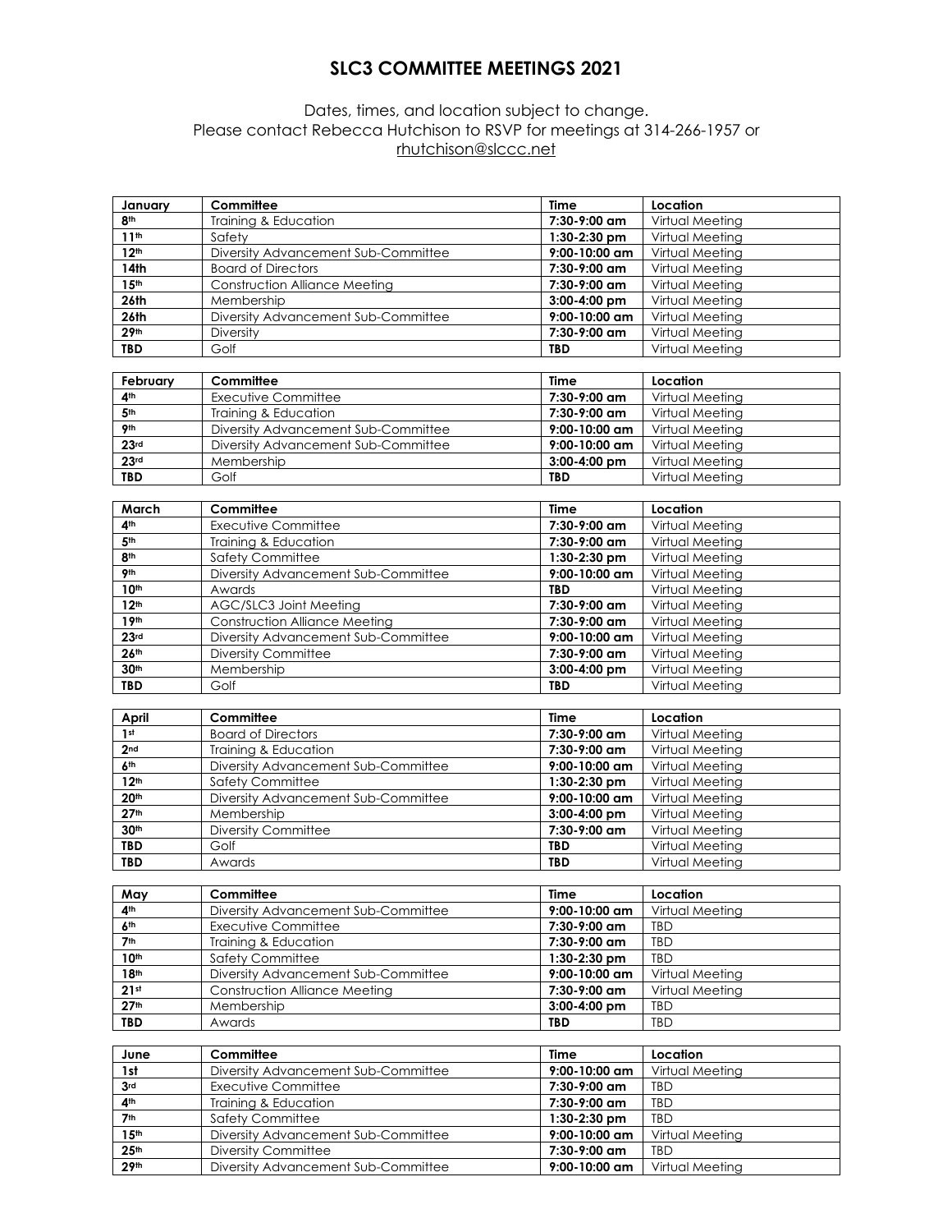# SLC3 COMMITTEE MEETINGS 2021

Dates, times, and location subject to change.
Please contact Rebecca Hutchison to RSVP for meetings at 314-266-1957 or
rhutchison@slccc.net

| January | Committee | Time | Location |
|---|---|---|---|
| 8th | Training & Education | 7:30-9:00 am | Virtual Meeting |
| 11th | Safety | 1:30-2:30 pm | Virtual Meeting |
| 12th | Diversity Advancement Sub-Committee | 9:00-10:00 am | Virtual Meeting |
| 14th | Board of Directors | 7:30-9:00 am | Virtual Meeting |
| 15th | Construction Alliance Meeting | 7:30-9:00 am | Virtual Meeting |
| 26th | Membership | 3:00-4:00 pm | Virtual Meeting |
| 26th | Diversity Advancement Sub-Committee | 9:00-10:00 am | Virtual Meeting |
| 29th | Diversity | 7:30-9:00 am | Virtual Meeting |
| TBD | Golf | TBD | Virtual Meeting |

| February | Committee | Time | Location |
|---|---|---|---|
| 4th | Executive Committee | 7:30-9:00 am | Virtual Meeting |
| 5th | Training & Education | 7:30-9:00 am | Virtual Meeting |
| 9th | Diversity Advancement Sub-Committee | 9:00-10:00 am | Virtual Meeting |
| 23rd | Diversity Advancement Sub-Committee | 9:00-10:00 am | Virtual Meeting |
| 23rd | Membership | 3:00-4:00 pm | Virtual Meeting |
| TBD | Golf | TBD | Virtual Meeting |

| March | Committee | Time | Location |
|---|---|---|---|
| 4th | Executive Committee | 7:30-9:00 am | Virtual Meeting |
| 5th | Training & Education | 7:30-9:00 am | Virtual Meeting |
| 8th | Safety Committee | 1:30-2:30 pm | Virtual Meeting |
| 9th | Diversity Advancement Sub-Committee | 9:00-10:00 am | Virtual Meeting |
| 10th | Awards | TBD | Virtual Meeting |
| 12th | AGC/SLC3 Joint Meeting | 7:30-9:00 am | Virtual Meeting |
| 19th | Construction Alliance Meeting | 7:30-9:00 am | Virtual Meeting |
| 23rd | Diversity Advancement Sub-Committee | 9:00-10:00 am | Virtual Meeting |
| 26th | Diversity Committee | 7:30-9:00 am | Virtual Meeting |
| 30th | Membership | 3:00-4:00 pm | Virtual Meeting |
| TBD | Golf | TBD | Virtual Meeting |

| April | Committee | Time | Location |
|---|---|---|---|
| 1st | Board of Directors | 7:30-9:00 am | Virtual Meeting |
| 2nd | Training & Education | 7:30-9:00 am | Virtual Meeting |
| 6th | Diversity Advancement Sub-Committee | 9:00-10:00 am | Virtual Meeting |
| 12th | Safety Committee | 1:30-2:30 pm | Virtual Meeting |
| 20th | Diversity Advancement Sub-Committee | 9:00-10:00 am | Virtual Meeting |
| 27th | Membership | 3:00-4:00 pm | Virtual Meeting |
| 30th | Diversity Committee | 7:30-9:00 am | Virtual Meeting |
| TBD | Golf | TBD | Virtual Meeting |
| TBD | Awards | TBD | Virtual Meeting |

| May | Committee | Time | Location |
|---|---|---|---|
| 4th | Diversity Advancement Sub-Committee | 9:00-10:00 am | Virtual Meeting |
| 6th | Executive Committee | 7:30-9:00 am | TBD |
| 7th | Training & Education | 7:30-9:00 am | TBD |
| 10th | Safety Committee | 1:30-2:30 pm | TBD |
| 18th | Diversity Advancement Sub-Committee | 9:00-10:00 am | Virtual Meeting |
| 21st | Construction Alliance Meeting | 7:30-9:00 am | Virtual Meeting |
| 27th | Membership | 3:00-4:00 pm | TBD |
| TBD | Awards | TBD | TBD |

| June | Committee | Time | Location |
|---|---|---|---|
| 1st | Diversity Advancement Sub-Committee | 9:00-10:00 am | Virtual Meeting |
| 3rd | Executive Committee | 7:30-9:00 am | TBD |
| 4th | Training & Education | 7:30-9:00 am | TBD |
| 7th | Safety Committee | 1:30-2:30 pm | TBD |
| 15th | Diversity Advancement Sub-Committee | 9:00-10:00 am | Virtual Meeting |
| 25th | Diversity Committee | 7:30-9:00 am | TBD |
| 29th | Diversity Advancement Sub-Committee | 9:00-10:00 am | Virtual Meeting |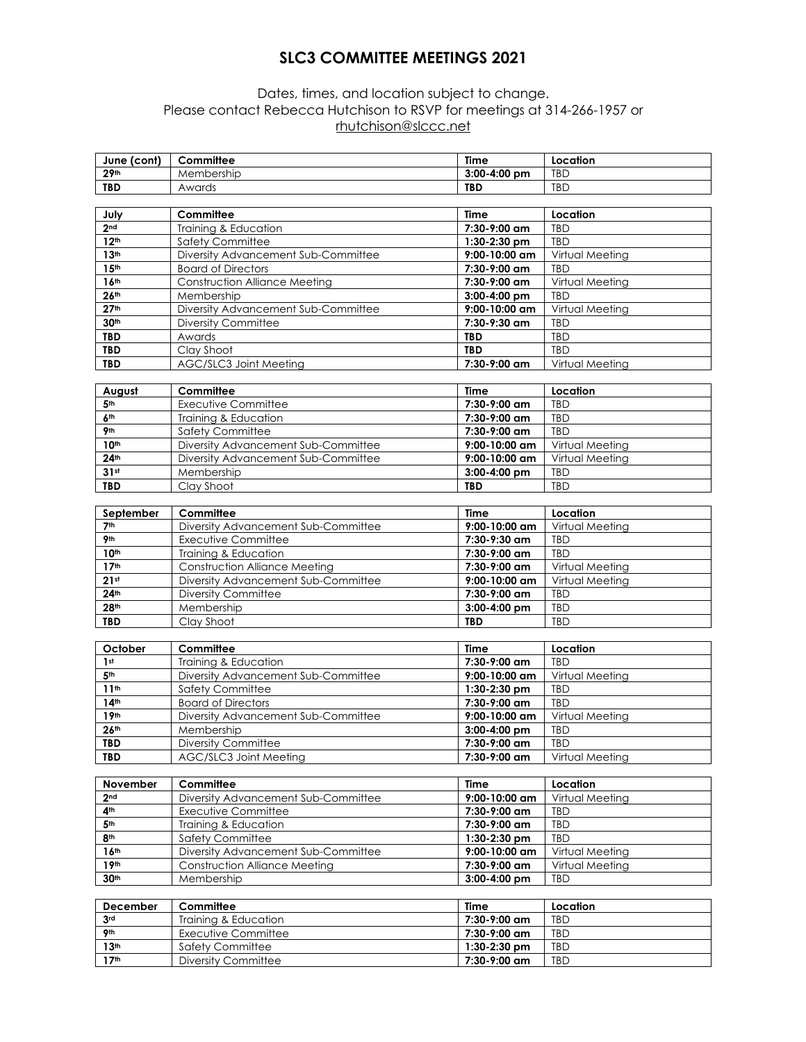# SLC3 COMMITTEE MEETINGS 2021

Dates, times, and location subject to change.
Please contact Rebecca Hutchison to RSVP for meetings at 314-266-1957 or rhutchison@slccc.net

| June (cont) | Committee | Time | Location |
|---|---|---|---|
| 29th | Membership | 3:00-4:00 pm | TBD |
| TBD | Awards | TBD | TBD |

| July | Committee | Time | Location |
|---|---|---|---|
| 2nd | Training & Education | 7:30-9:00 am | TBD |
| 12th | Safety Committee | 1:30-2:30 pm | TBD |
| 13th | Diversity Advancement Sub-Committee | 9:00-10:00 am | Virtual Meeting |
| 15th | Board of Directors | 7:30-9:00 am | TBD |
| 16th | Construction Alliance Meeting | 7:30-9:00 am | Virtual Meeting |
| 26th | Membership | 3:00-4:00 pm | TBD |
| 27th | Diversity Advancement Sub-Committee | 9:00-10:00 am | Virtual Meeting |
| 30th | Diversity Committee | 7:30-9:30 am | TBD |
| TBD | Awards | TBD | TBD |
| TBD | Clay Shoot | TBD | TBD |
| TBD | AGC/SLC3 Joint Meeting | 7:30-9:00 am | Virtual Meeting |

| August | Committee | Time | Location |
|---|---|---|---|
| 5th | Executive Committee | 7:30-9:00 am | TBD |
| 6th | Training & Education | 7:30-9:00 am | TBD |
| 9th | Safety Committee | 7:30-9:00 am | TBD |
| 10th | Diversity Advancement Sub-Committee | 9:00-10:00 am | Virtual Meeting |
| 24th | Diversity Advancement Sub-Committee | 9:00-10:00 am | Virtual Meeting |
| 31st | Membership | 3:00-4:00 pm | TBD |
| TBD | Clay Shoot | TBD | TBD |

| September | Committee | Time | Location |
|---|---|---|---|
| 7th | Diversity Advancement Sub-Committee | 9:00-10:00 am | Virtual Meeting |
| 9th | Executive Committee | 7:30-9:30 am | TBD |
| 10th | Training & Education | 7:30-9:00 am | TBD |
| 17th | Construction Alliance Meeting | 7:30-9:00 am | Virtual Meeting |
| 21st | Diversity Advancement Sub-Committee | 9:00-10:00 am | Virtual Meeting |
| 24th | Diversity Committee | 7:30-9:00 am | TBD |
| 28th | Membership | 3:00-4:00 pm | TBD |
| TBD | Clay Shoot | TBD | TBD |

| October | Committee | Time | Location |
|---|---|---|---|
| 1st | Training & Education | 7:30-9:00 am | TBD |
| 5th | Diversity Advancement Sub-Committee | 9:00-10:00 am | Virtual Meeting |
| 11th | Safety Committee | 1:30-2:30 pm | TBD |
| 14th | Board of Directors | 7:30-9:00 am | TBD |
| 19th | Diversity Advancement Sub-Committee | 9:00-10:00 am | Virtual Meeting |
| 26th | Membership | 3:00-4:00 pm | TBD |
| TBD | Diversity Committee | 7:30-9:00 am | TBD |
| TBD | AGC/SLC3 Joint Meeting | 7:30-9:00 am | Virtual Meeting |

| November | Committee | Time | Location |
|---|---|---|---|
| 2nd | Diversity Advancement Sub-Committee | 9:00-10:00 am | Virtual Meeting |
| 4th | Executive Committee | 7:30-9:00 am | TBD |
| 5th | Training & Education | 7:30-9:00 am | TBD |
| 8th | Safety Committee | 1:30-2:30 pm | TBD |
| 16th | Diversity Advancement Sub-Committee | 9:00-10:00 am | Virtual Meeting |
| 19th | Construction Alliance Meeting | 7:30-9:00 am | Virtual Meeting |
| 30th | Membership | 3:00-4:00 pm | TBD |

| December | Committee | Time | Location |
|---|---|---|---|
| 3rd | Training & Education | 7:30-9:00 am | TBD |
| 9th | Executive Committee | 7:30-9:00 am | TBD |
| 13th | Safety Committee | 1:30-2:30 pm | TBD |
| 17th | Diversity Committee | 7:30-9:00 am | TBD |